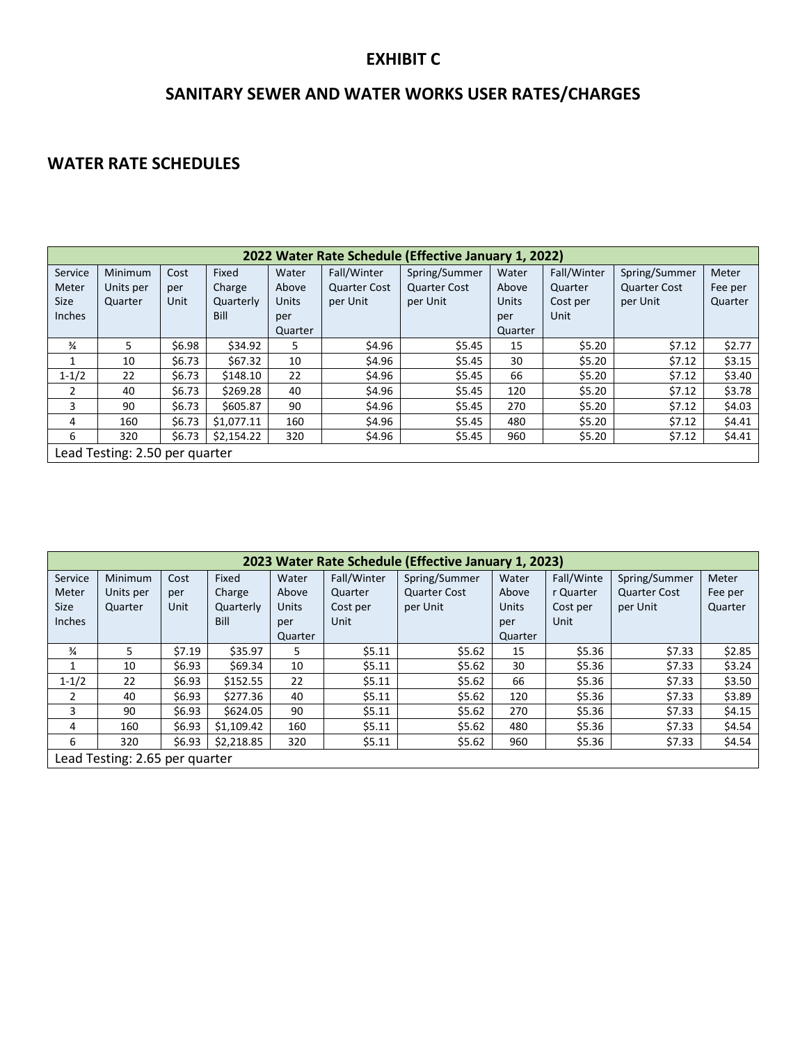# EXHIBIT C

# SANITARY SEWER AND WATER WORKS USER RATES/CHARGES

## WATER RATE SCHEDULES

| 2022 Water Rate Schedule (Effective January 1, 2022) | | | | | | | | | | |
|---|---|---|---|---|---|---|---|---|---|---|
| Service Meter Size Inches | Minimum Units per Quarter | Cost per Unit | Fixed Charge Quarterly Bill | Water Above Units per Quarter | Fall/Winter Quarter Cost per Unit | Spring/Summer Quarter Cost per Unit | Water Above Units per Quarter | Fall/Winter Quarter Cost per Unit | Spring/Summer Quarter Cost per Unit | Meter Fee per Quarter |
| ¾ | 5 | $6.98 | $34.92 | 5 | $4.96 | $5.45 | 15 | $5.20 | $7.12 | $2.77 |
| 1 | 10 | $6.73 | $67.32 | 10 | $4.96 | $5.45 | 30 | $5.20 | $7.12 | $3.15 |
| 1-1/2 | 22 | $6.73 | $148.10 | 22 | $4.96 | $5.45 | 66 | $5.20 | $7.12 | $3.40 |
| 2 | 40 | $6.73 | $269.28 | 40 | $4.96 | $5.45 | 120 | $5.20 | $7.12 | $3.78 |
| 3 | 90 | $6.73 | $605.87 | 90 | $4.96 | $5.45 | 270 | $5.20 | $7.12 | $4.03 |
| 4 | 160 | $6.73 | $1,077.11 | 160 | $4.96 | $5.45 | 480 | $5.20 | $7.12 | $4.41 |
| 6 | 320 | $6.73 | $2,154.22 | 320 | $4.96 | $5.45 | 960 | $5.20 | $7.12 | $4.41 |
| Lead Testing: 2.50 per quarter | | | | | | | | | | |

| 2023 Water Rate Schedule (Effective January 1, 2023) | | | | | | | | | | |
|---|---|---|---|---|---|---|---|---|---|---|
| Service Meter Size Inches | Minimum Units per Quarter | Cost per Unit | Fixed Charge Quarterly Bill | Water Above Units per Quarter | Fall/Winter Quarter Cost per Unit | Spring/Summer Quarter Cost per Unit | Water Above Units per Quarter | Fall/Winter Quarter Cost per Unit | Spring/Summer Quarter Cost per Unit | Meter Fee per Quarter |
| ¾ | 5 | $7.19 | $35.97 | 5 | $5.11 | $5.62 | 15 | $5.36 | $7.33 | $2.85 |
| 1 | 10 | $6.93 | $69.34 | 10 | $5.11 | $5.62 | 30 | $5.36 | $7.33 | $3.24 |
| 1-1/2 | 22 | $6.93 | $152.55 | 22 | $5.11 | $5.62 | 66 | $5.36 | $7.33 | $3.50 |
| 2 | 40 | $6.93 | $277.36 | 40 | $5.11 | $5.62 | 120 | $5.36 | $7.33 | $3.89 |
| 3 | 90 | $6.93 | $624.05 | 90 | $5.11 | $5.62 | 270 | $5.36 | $7.33 | $4.15 |
| 4 | 160 | $6.93 | $1,109.42 | 160 | $5.11 | $5.62 | 480 | $5.36 | $7.33 | $4.54 |
| 6 | 320 | $6.93 | $2,218.85 | 320 | $5.11 | $5.62 | 960 | $5.36 | $7.33 | $4.54 |
| Lead Testing: 2.65 per quarter | | | | | | | | | | |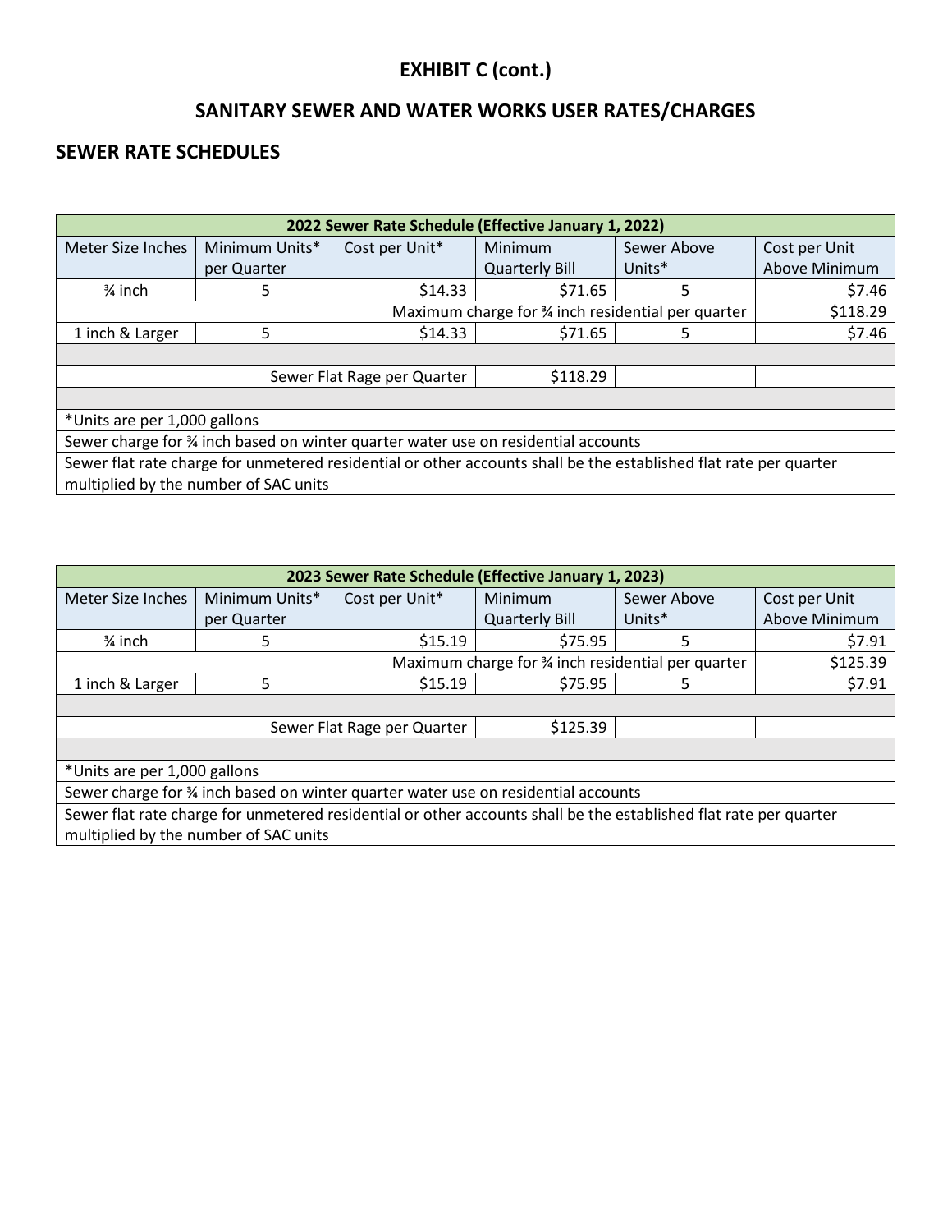# EXHIBIT C (cont.)

## SANITARY SEWER AND WATER WORKS USER RATES/CHARGES

### SEWER RATE SCHEDULES

| 2022 Sewer Rate Schedule (Effective January 1, 2022) | | | | | |
|---|---|---|---|---|---|
| Meter Size Inches | Minimum Units* per Quarter | Cost per Unit* | Minimum Quarterly Bill | Sewer Above Units* | Cost per Unit Above Minimum |
| ¾ inch | 5 | $14.33 | $71.65 | 5 | $7.46 |
| | | Maximum charge for ¾ inch residential per quarter | | | $118.29 |
| 1 inch & Larger | 5 | $14.33 | $71.65 | 5 | $7.46 |
| | | | | | |
| | | Sewer Flat Rage per Quarter | $118.29 | | |
| | | | | | |
| *Units are per 1,000 gallons | | | | | |
| Sewer charge for ¾ inch based on winter quarter water use on residential accounts | | | | | |
| Sewer flat rate charge for unmetered residential or other accounts shall be the established flat rate per quarter multiplied by the number of SAC units | | | | | |

| 2023 Sewer Rate Schedule (Effective January 1, 2023) | | | | | |
|---|---|---|---|---|---|
| Meter Size Inches | Minimum Units* per Quarter | Cost per Unit* | Minimum Quarterly Bill | Sewer Above Units* | Cost per Unit Above Minimum |
| ¾ inch | 5 | $15.19 | $75.95 | 5 | $7.91 |
| | | Maximum charge for ¾ inch residential per quarter | | | $125.39 |
| 1 inch & Larger | 5 | $15.19 | $75.95 | 5 | $7.91 |
| | | | | | |
| | | Sewer Flat Rage per Quarter | $125.39 | | |
| | | | | | |
| *Units are per 1,000 gallons | | | | | |
| Sewer charge for ¾ inch based on winter quarter water use on residential accounts | | | | | |
| Sewer flat rate charge for unmetered residential or other accounts shall be the established flat rate per quarter multiplied by the number of SAC units | | | | | |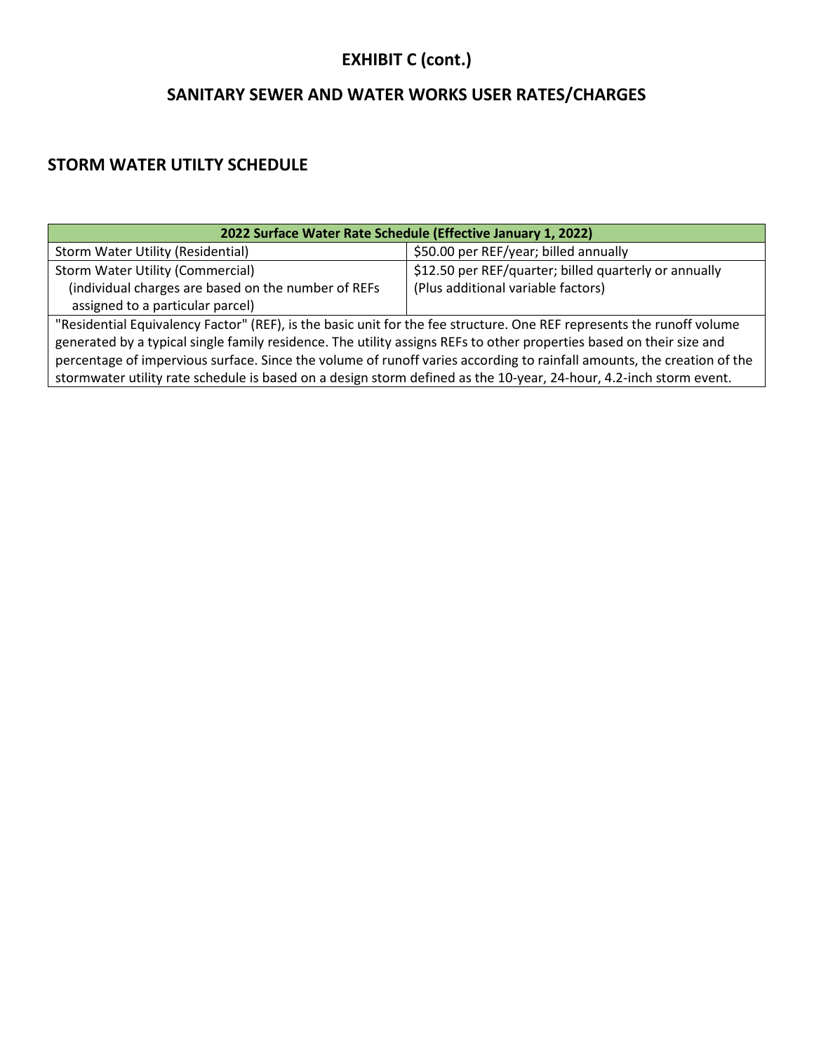# EXHIBIT C (cont.)

## SANITARY SEWER AND WATER WORKS USER RATES/CHARGES

### STORM WATER UTILTY SCHEDULE

| 2022 Surface Water Rate Schedule (Effective January 1, 2022) | |
|---|---|
| Storm Water Utility (Residential) | $50.00 per REF/year; billed annually |
| Storm Water Utility (Commercial) (individual charges are based on the number of REFs assigned to a particular parcel) | $12.50 per REF/quarter; billed quarterly or annually (Plus additional variable factors) |
| "Residential Equivalency Factor" (REF), is the basic unit for the fee structure. One REF represents the runoff volume generated by a typical single family residence. The utility assigns REFs to other properties based on their size and percentage of impervious surface. Since the volume of runoff varies according to rainfall amounts, the creation of the stormwater utility rate schedule is based on a design storm defined as the 10-year, 24-hour, 4.2-inch storm event. | |